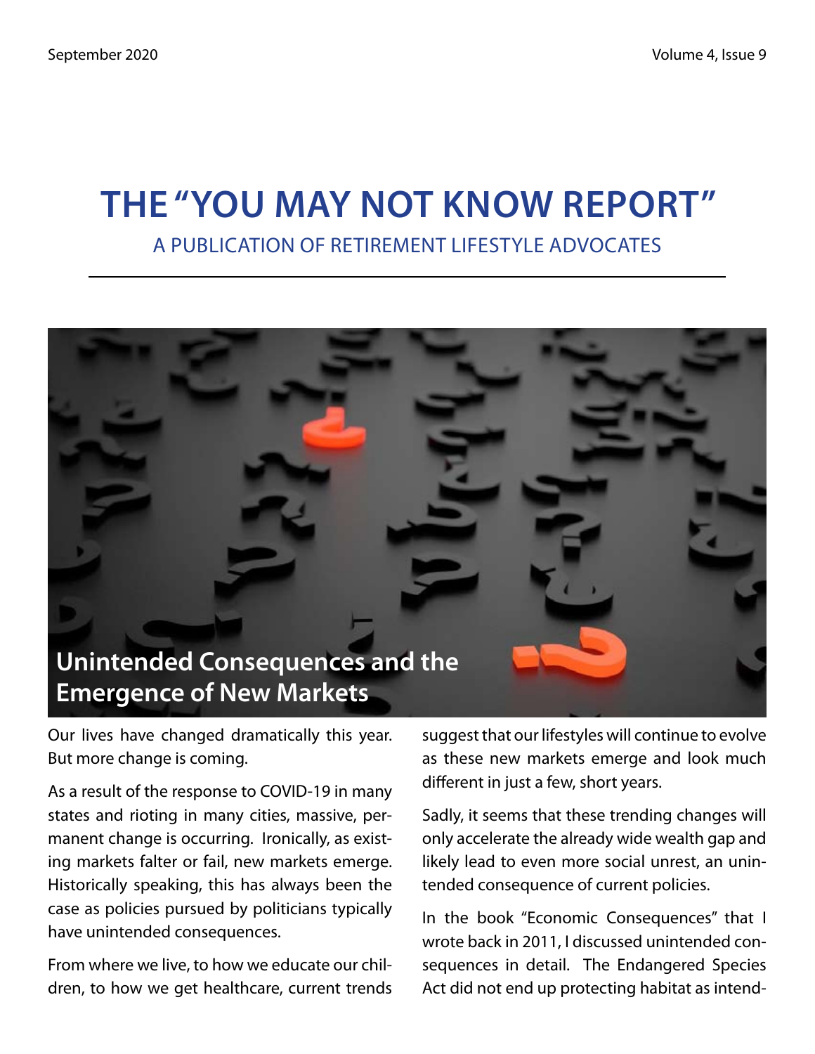September 2020 Volume 4, Issue 9

# THE "YOU MAY NOT KNOW REPORT"

A PUBLICATION OF RETIREMENT LIFESTYLE ADVOCATES

## Unintended Consequences and the Emergence of New Markets

Our lives have changed dramatically this year. But more change is coming.

As a result of the response to COVID-19 in many states and rioting in many cities, massive, permanent change is occurring. Ironically, as existing markets falter or fail, new markets emerge. Historically speaking, this has always been the case as policies pursued by politicians typically have unintended consequences.

From where we live, to how we educate our children, to how we get healthcare, current trends suggest that our lifestyles will continue to evolve as these new markets emerge and look much different in just a few, short years.

Sadly, it seems that these trending changes will only accelerate the already wide wealth gap and likely lead to even more social unrest, an unintended consequence of current policies.

In the book "Economic Consequences" that I wrote back in 2011, I discussed unintended consequences in detail. The Endangered Species Act did not end up protecting habitat as intend-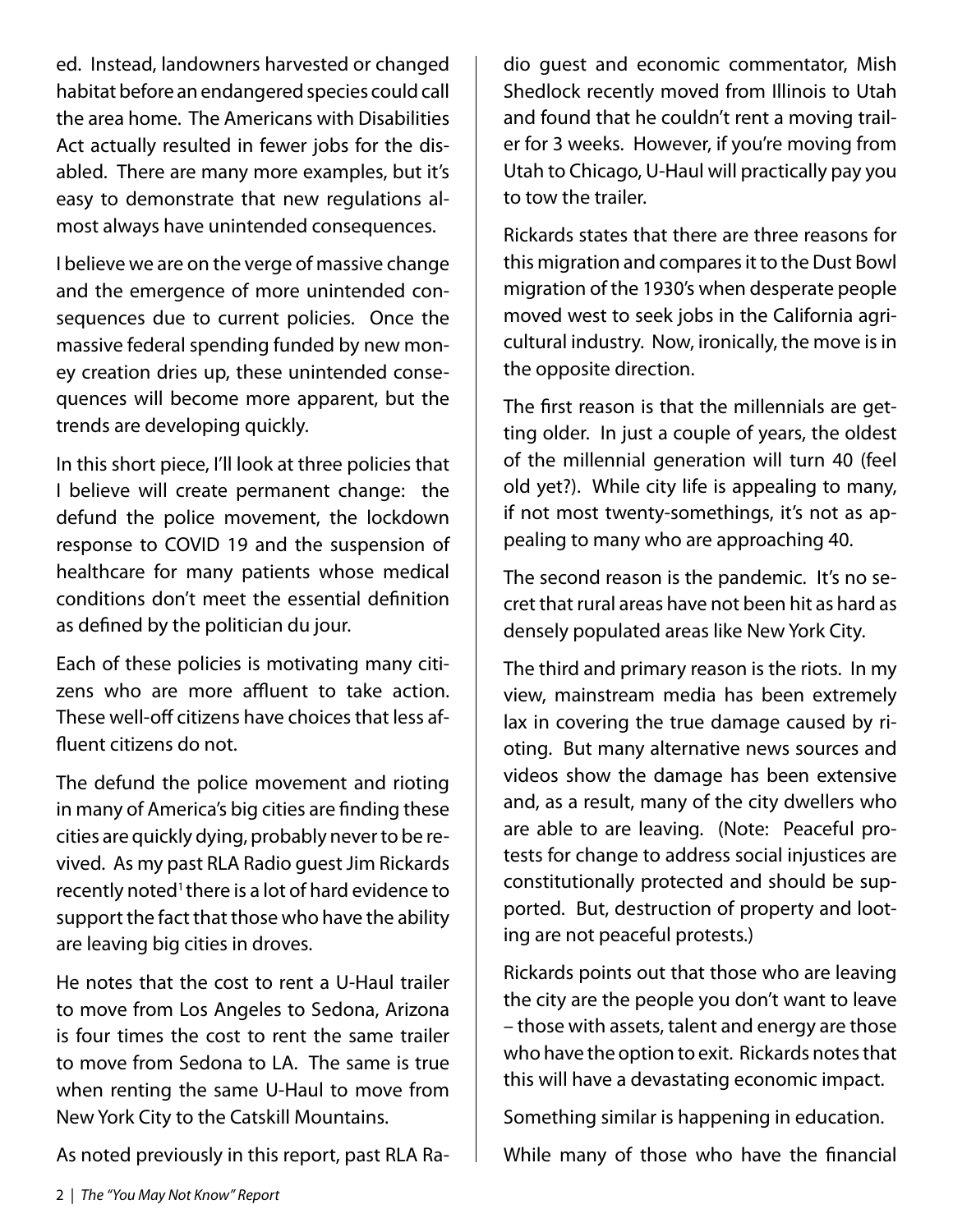ed. Instead, landowners harvested or changed habitat before an endangered species could call the area home. The Americans with Disabilities Act actually resulted in fewer jobs for the disabled. There are many more examples, but it's easy to demonstrate that new regulations almost always have unintended consequences.

I believe we are on the verge of massive change and the emergence of more unintended consequences due to current policies. Once the massive federal spending funded by new money creation dries up, these unintended consequences will become more apparent, but the trends are developing quickly.

In this short piece, I'll look at three policies that I believe will create permanent change: the defund the police movement, the lockdown response to COVID 19 and the suspension of healthcare for many patients whose medical conditions don't meet the essential definition as defined by the politician du jour.

Each of these policies is motivating many citizens who are more affluent to take action. These well-off citizens have choices that less affluent citizens do not.

The defund the police movement and rioting in many of America's big cities are finding these cities are quickly dying, probably never to be revived. As my past RLA Radio guest Jim Rickards recently noted[1] there is a lot of hard evidence to support the fact that those who have the ability are leaving big cities in droves.

He notes that the cost to rent a U-Haul trailer to move from Los Angeles to Sedona, Arizona is four times the cost to rent the same trailer to move from Sedona to LA. The same is true when renting the same U-Haul to move from New York City to the Catskill Mountains.

As noted previously in this report, past RLA Radio guest and economic commentator, Mish Shedlock recently moved from Illinois to Utah and found that he couldn't rent a moving trailer for 3 weeks. However, if you're moving from Utah to Chicago, U-Haul will practically pay you to tow the trailer.

Rickards states that there are three reasons for this migration and compares it to the Dust Bowl migration of the 1930's when desperate people moved west to seek jobs in the California agricultural industry. Now, ironically, the move is in the opposite direction.

The first reason is that the millennials are getting older. In just a couple of years, the oldest of the millennial generation will turn 40 (feel old yet?). While city life is appealing to many, if not most twenty-somethings, it's not as appealing to many who are approaching 40.

The second reason is the pandemic. It's no secret that rural areas have not been hit as hard as densely populated areas like New York City.

The third and primary reason is the riots. In my view, mainstream media has been extremely lax in covering the true damage caused by rioting. But many alternative news sources and videos show the damage has been extensive and, as a result, many of the city dwellers who are able to are leaving. (Note: Peaceful protests for change to address social injustices are constitutionally protected and should be supported. But, destruction of property and looting are not peaceful protests.)

Rickards points out that those who are leaving the city are the people you don't want to leave – those with assets, talent and energy are those who have the option to exit. Rickards notes that this will have a devastating economic impact.

Something similar is happening in education.

While many of those who have the financial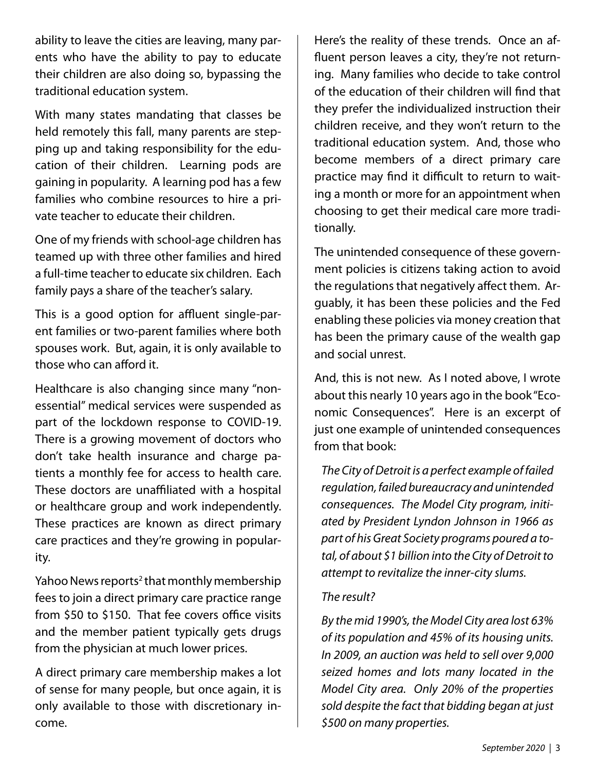ability to leave the cities are leaving, many parents who have the ability to pay to educate their children are also doing so, bypassing the traditional education system.

With many states mandating that classes be held remotely this fall, many parents are stepping up and taking responsibility for the education of their children. Learning pods are gaining in popularity. A learning pod has a few families who combine resources to hire a private teacher to educate their children.

One of my friends with school-age children has teamed up with three other families and hired a full-time teacher to educate six children. Each family pays a share of the teacher's salary.

This is a good option for affluent single-parent families or two-parent families where both spouses work. But, again, it is only available to those who can afford it.

Healthcare is also changing since many "non-essential" medical services were suspended as part of the lockdown response to COVID-19. There is a growing movement of doctors who don't take health insurance and charge patients a monthly fee for access to health care. These doctors are unaffiliated with a hospital or healthcare group and work independently. These practices are known as direct primary care practices and they're growing in popularity.

Yahoo News reports[2] that monthly membership fees to join a direct primary care practice range from \$50 to \$150. That fee covers office visits and the member patient typically gets drugs from the physician at much lower prices.

A direct primary care membership makes a lot of sense for many people, but once again, it is only available to those with discretionary income.

Here's the reality of these trends. Once an affluent person leaves a city, they're not returning. Many families who decide to take control of the education of their children will find that they prefer the individualized instruction their children receive, and they won't return to the traditional education system. And, those who become members of a direct primary care practice may find it difficult to return to waiting a month or more for an appointment when choosing to get their medical care more traditionally.

The unintended consequence of these government policies is citizens taking action to avoid the regulations that negatively affect them. Arguably, it has been these policies and the Fed enabling these policies via money creation that has been the primary cause of the wealth gap and social unrest.

And, this is not new. As I noted above, I wrote about this nearly 10 years ago in the book "Economic Consequences". Here is an excerpt of just one example of unintended consequences from that book:

*The City of Detroit is a perfect example of failed regulation, failed bureaucracy and unintended consequences. The Model City program, initiated by President Lyndon Johnson in 1966 as part of his Great Society programs poured a total, of about \$1 billion into the City of Detroit to attempt to revitalize the inner-city slums.*

*The result?*

*By the mid 1990's, the Model City area lost 63% of its population and 45% of its housing units. In 2009, an auction was held to sell over 9,000 seized homes and lots many located in the Model City area. Only 20% of the properties sold despite the fact that bidding began at just \$500 on many properties.*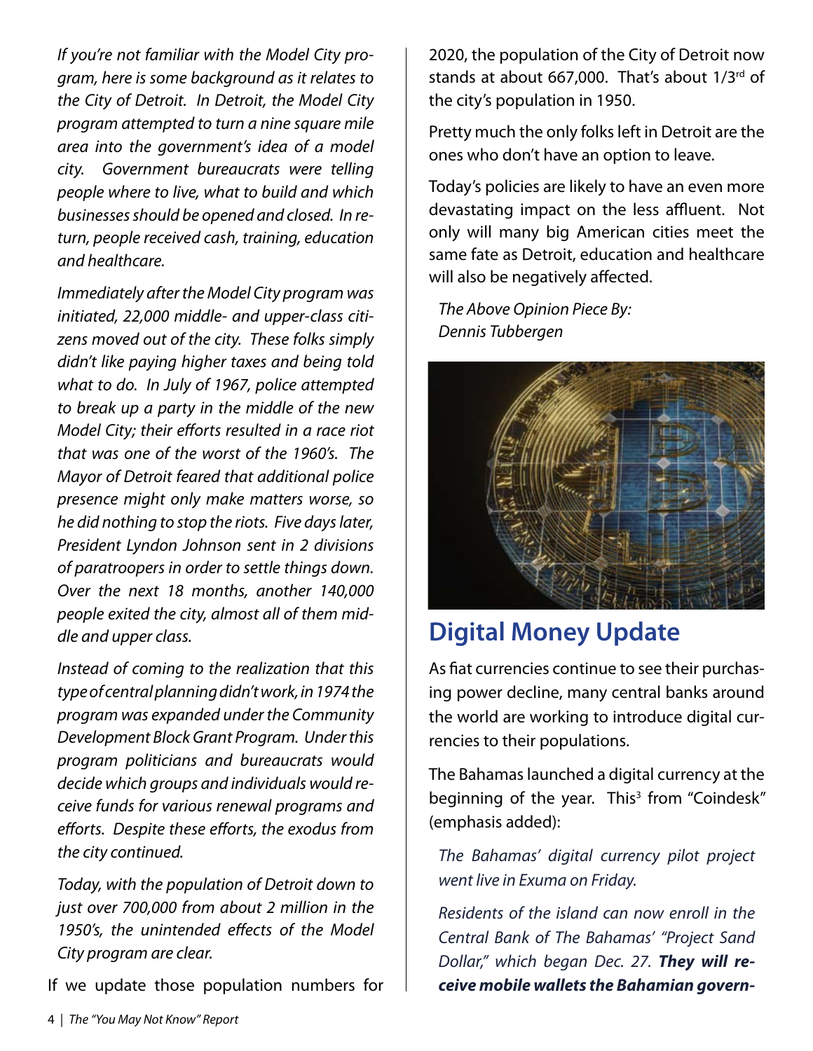*If you're not familiar with the Model City program, here is some background as it relates to the City of Detroit. In Detroit, the Model City program attempted to turn a nine square mile area into the government's idea of a model city. Government bureaucrats were telling people where to live, what to build and which businesses should be opened and closed. In return, people received cash, training, education and healthcare.*

*Immediately after the Model City program was initiated, 22,000 middle- and upper-class citizens moved out of the city. These folks simply didn't like paying higher taxes and being told what to do. In July of 1967, police attempted to break up a party in the middle of the new Model City; their efforts resulted in a race riot that was one of the worst of the 1960's. The Mayor of Detroit feared that additional police presence might only make matters worse, so he did nothing to stop the riots. Five days later, President Lyndon Johnson sent in 2 divisions of paratroopers in order to settle things down. Over the next 18 months, another 140,000 people exited the city, almost all of them middle and upper class.*

*Instead of coming to the realization that this type of central planning didn't work, in 1974 the program was expanded under the Community Development Block Grant Program. Under this program politicians and bureaucrats would decide which groups and individuals would receive funds for various renewal programs and efforts. Despite these efforts, the exodus from the city continued.*

*Today, with the population of Detroit down to just over 700,000 from about 2 million in the 1950's, the unintended effects of the Model City program are clear.*

If we update those population numbers for 2020, the population of the City of Detroit now stands at about 667,000. That's about 1/3rd of the city's population in 1950.

Pretty much the only folks left in Detroit are the ones who don't have an option to leave.

Today's policies are likely to have an even more devastating impact on the less affluent. Not only will many big American cities meet the same fate as Detroit, education and healthcare will also be negatively affected.

*The Above Opinion Piece By:*
*Dennis Tubbergen*

## Digital Money Update

As fiat currencies continue to see their purchasing power decline, many central banks around the world are working to introduce digital currencies to their populations.

The Bahamas launched a digital currency at the beginning of the year. This[3] from "Coindesk" (emphasis added):

*The Bahamas' digital currency pilot project went live in Exuma on Friday.*

*Residents of the island can now enroll in the Central Bank of The Bahamas' "Project Sand Dollar," which began Dec. 27.* ***They will receive mobile wallets the Bahamian govern-***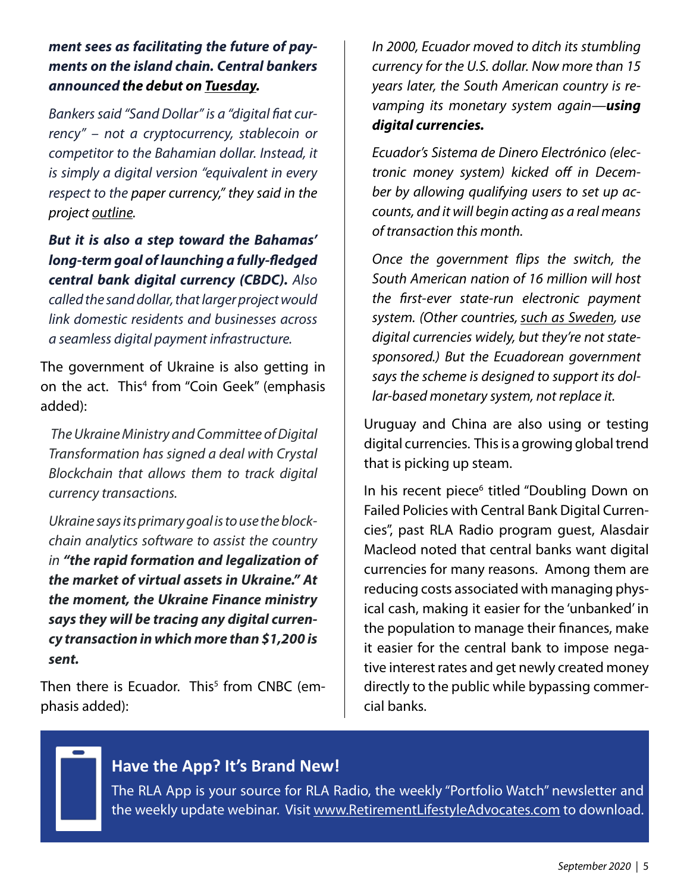***ment sees as facilitating the future of payments on the island chain. Central bankers announced the debut on Tuesday.***

*Bankers said "Sand Dollar" is a "digital fiat currency" – not a cryptocurrency, stablecoin or competitor to the Bahamian dollar. Instead, it is simply a digital version "equivalent in every respect to the paper currency," they said in the project outline.*

***But it is also a step toward the Bahamas' long-term goal of launching a fully-fledged central bank digital currency (CBDC).*** *Also called the sand dollar, that larger project would link domestic residents and businesses across a seamless digital payment infrastructure.*

The government of Ukraine is also getting in on the act. This[4] from "Coin Geek" (emphasis added):

*The Ukraine Ministry and Committee of Digital Transformation has signed a deal with Crystal Blockchain that allows them to track digital currency transactions.*

*Ukraine says its primary goal is to use the blockchain analytics software to assist the country in* ***"the rapid formation and legalization of the market of virtual assets in Ukraine." At the moment, the Ukraine Finance ministry says they will be tracing any digital currency transaction in which more than $1,200 is sent.***

Then there is Ecuador. This[5] from CNBC (emphasis added):

*In 2000, Ecuador moved to ditch its stumbling currency for the U.S. dollar. Now more than 15 years later, the South American country is revamping its monetary system again—**using digital currencies.***

*Ecuador's Sistema de Dinero Electrónico (electronic money system) kicked off in December by allowing qualifying users to set up accounts, and it will begin acting as a real means of transaction this month.*

*Once the government flips the switch, the South American nation of 16 million will host the first-ever state-run electronic payment system. (Other countries, such as Sweden, use digital currencies widely, but they're not state-sponsored.) But the Ecuadorean government says the scheme is designed to support its dollar-based monetary system, not replace it.*

Uruguay and China are also using or testing digital currencies. This is a growing global trend that is picking up steam.

In his recent piece[6] titled "Doubling Down on Failed Policies with Central Bank Digital Currencies", past RLA Radio program guest, Alasdair Macleod noted that central banks want digital currencies for many reasons. Among them are reducing costs associated with managing physical cash, making it easier for the 'unbanked' in the population to manage their finances, make it easier for the central bank to impose negative interest rates and get newly created money directly to the public while bypassing commercial banks.

## Have the App? It's Brand New!

The RLA App is your source for RLA Radio, the weekly "Portfolio Watch" newsletter and the weekly update webinar. Visit www.RetirementLifestyleAdvocates.com to download.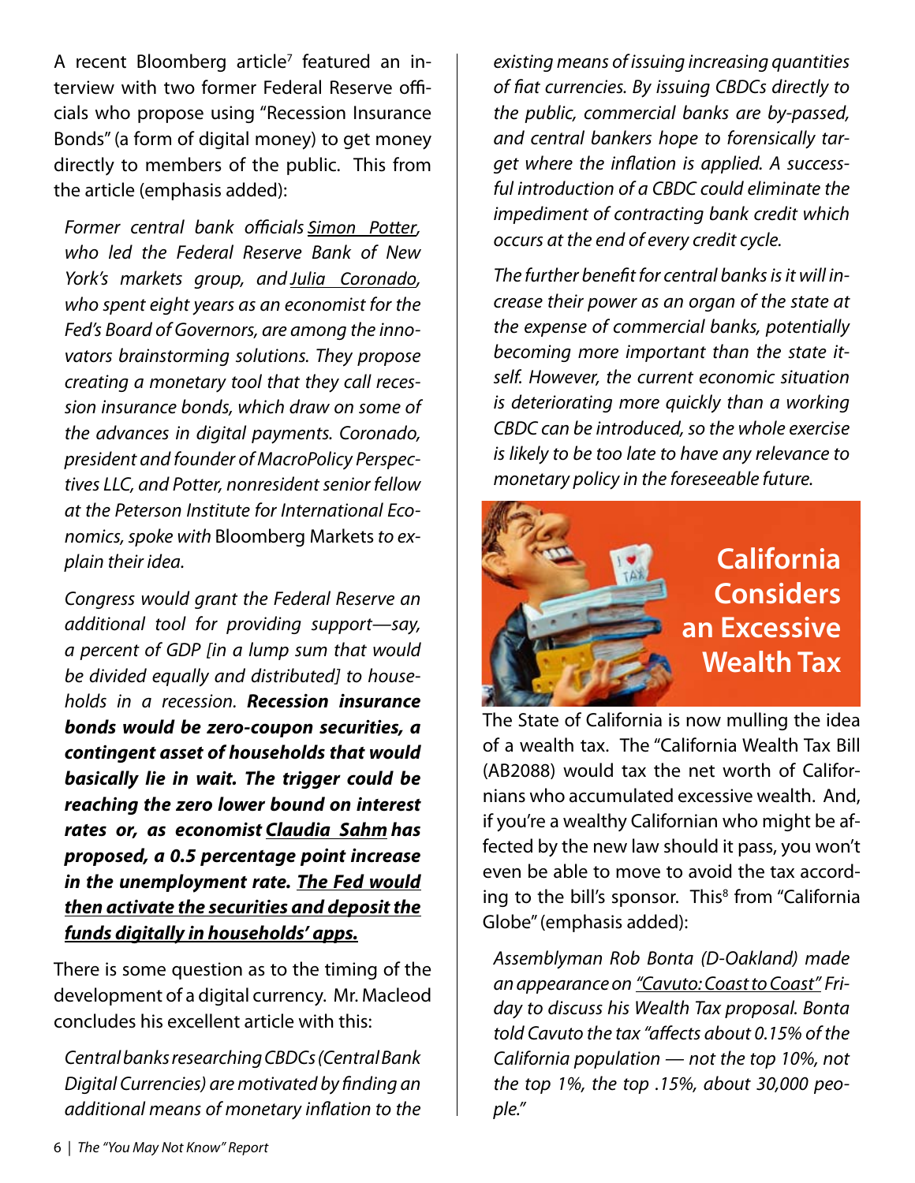A recent Bloomberg article[7] featured an interview with two former Federal Reserve officials who propose using "Recession Insurance Bonds" (a form of digital money) to get money directly to members of the public. This from the article (emphasis added):

> *Former central bank officials Simon Potter, who led the Federal Reserve Bank of New York's markets group, and Julia Coronado, who spent eight years as an economist for the Fed's Board of Governors, are among the innovators brainstorming solutions. They propose creating a monetary tool that they call recession insurance bonds, which draw on some of the advances in digital payments. Coronado, president and founder of MacroPolicy Perspectives LLC, and Potter, nonresident senior fellow at the Peterson Institute for International Economics, spoke with* Bloomberg Markets *to explain their idea.*
>
> *Congress would grant the Federal Reserve an additional tool for providing support—say, a percent of GDP [in a lump sum that would be divided equally and distributed] to households in a recession.* ***Recession insurance bonds would be zero-coupon securities, a contingent asset of households that would basically lie in wait. The trigger could be reaching the zero lower bound on interest rates or, as economist Claudia Sahm has proposed, a 0.5 percentage point increase in the unemployment rate. The Fed would then activate the securities and deposit the funds digitally in households' apps.***

There is some question as to the timing of the development of a digital currency. Mr. Macleod concludes his excellent article with this:

> *Central banks researching CBDCs (Central Bank Digital Currencies) are motivated by finding an additional means of monetary inflation to the existing means of issuing increasing quantities of fiat currencies. By issuing CBDCs directly to the public, commercial banks are by-passed, and central bankers hope to forensically target where the inflation is applied. A successful introduction of a CBDC could eliminate the impediment of contracting bank credit which occurs at the end of every credit cycle.*
>
> *The further benefit for central banks is it will increase their power as an organ of the state at the expense of commercial banks, potentially becoming more important than the state itself. However, the current economic situation is deteriorating more quickly than a working CBDC can be introduced, so the whole exercise is likely to be too late to have any relevance to monetary policy in the foreseeable future.*

## California Considers an Excessive Wealth Tax

The State of California is now mulling the idea of a wealth tax. The "California Wealth Tax Bill (AB2088) would tax the net worth of Californians who accumulated excessive wealth. And, if you're a wealthy Californian who might be affected by the new law should it pass, you won't even be able to move to avoid the tax according to the bill's sponsor. This[8] from "California Globe" (emphasis added):

> *Assemblyman Rob Bonta (D-Oakland) made an appearance on "Cavuto: Coast to Coast" Friday to discuss his Wealth Tax proposal. Bonta told Cavuto the tax "affects about 0.15% of the California population — not the top 10%, not the top 1%, the top .15%, about 30,000 people."*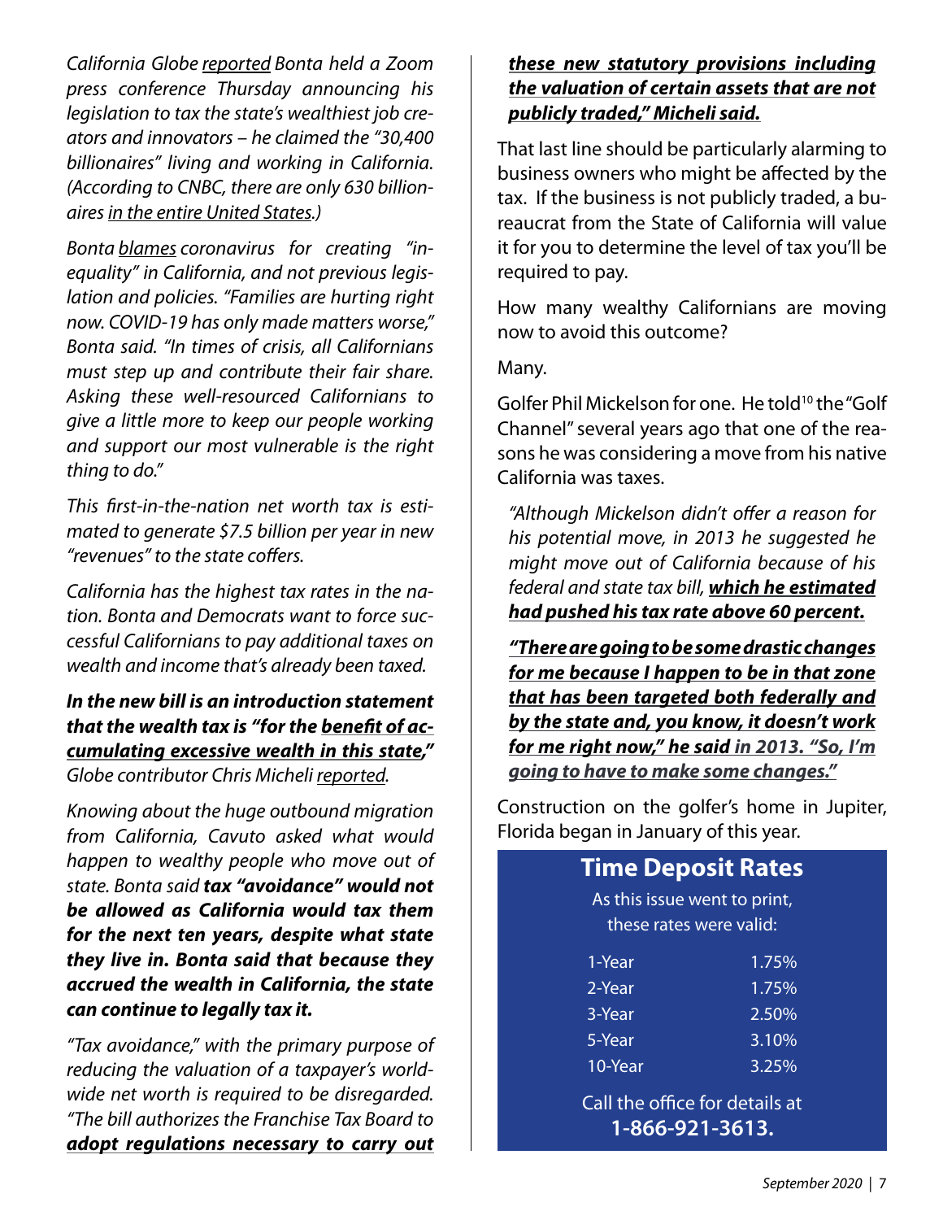*California Globe reported Bonta held a Zoom press conference Thursday announcing his legislation to tax the state's wealthiest job creators and innovators – he claimed the "30,400 billionaires" living and working in California. (According to CNBC, there are only 630 billionaires in the entire United States.)*

*Bonta blames coronavirus for creating "inequality" in California, and not previous legislation and policies. "Families are hurting right now. COVID-19 has only made matters worse," Bonta said. "In times of crisis, all Californians must step up and contribute their fair share. Asking these well-resourced Californians to give a little more to keep our people working and support our most vulnerable is the right thing to do."*

*This first-in-the-nation net worth tax is estimated to generate $7.5 billion per year in new "revenues" to the state coffers.*

*California has the highest tax rates in the nation. Bonta and Democrats want to force successful Californians to pay additional taxes on wealth and income that's already been taxed.*

***In the new bill is an introduction statement that the wealth tax is "for the benefit of accumulating excessive wealth in this state,"** Globe contributor Chris Micheli reported.*

*Knowing about the huge outbound migration from California, Cavuto asked what would happen to wealthy people who move out of state. Bonta said **tax "avoidance" would not be allowed as California would tax them for the next ten years, despite what state they live in. Bonta said that because they accrued the wealth in California, the state can continue to legally tax it.***

*"Tax avoidance," with the primary purpose of reducing the valuation of a taxpayer's worldwide net worth is required to be disregarded. "The bill authorizes the Franchise Tax Board to **adopt regulations necessary to carry out these new statutory provisions including the valuation of certain assets that are not publicly traded," Micheli said.***

That last line should be particularly alarming to business owners who might be affected by the tax. If the business is not publicly traded, a bureaucrat from the State of California will value it for you to determine the level of tax you'll be required to pay.

How many wealthy Californians are moving now to avoid this outcome?

Many.

Golfer Phil Mickelson for one. He told[10] the "Golf Channel" several years ago that one of the reasons he was considering a move from his native California was taxes.

> *"Although Mickelson didn't offer a reason for his potential move, in 2013 he suggested he might move out of California because of his federal and state tax bill, **which he estimated had pushed his tax rate above 60 percent.***
>
> ***"There are going to be some drastic changes for me because I happen to be in that zone that has been targeted both federally and by the state and, you know, it doesn't work for me right now," he said in 2013. "So, I'm going to have to make some changes."***

Construction on the golfer's home in Jupiter, Florida began in January of this year.

## Time Deposit Rates

As this issue went to print, these rates were valid:

| Term | Rate |
|---|---|
| 1-Year | 1.75% |
| 2-Year | 1.75% |
| 3-Year | 2.50% |
| 5-Year | 3.10% |
| 10-Year | 3.25% |

Call the office for details at **1-866-921-3613.**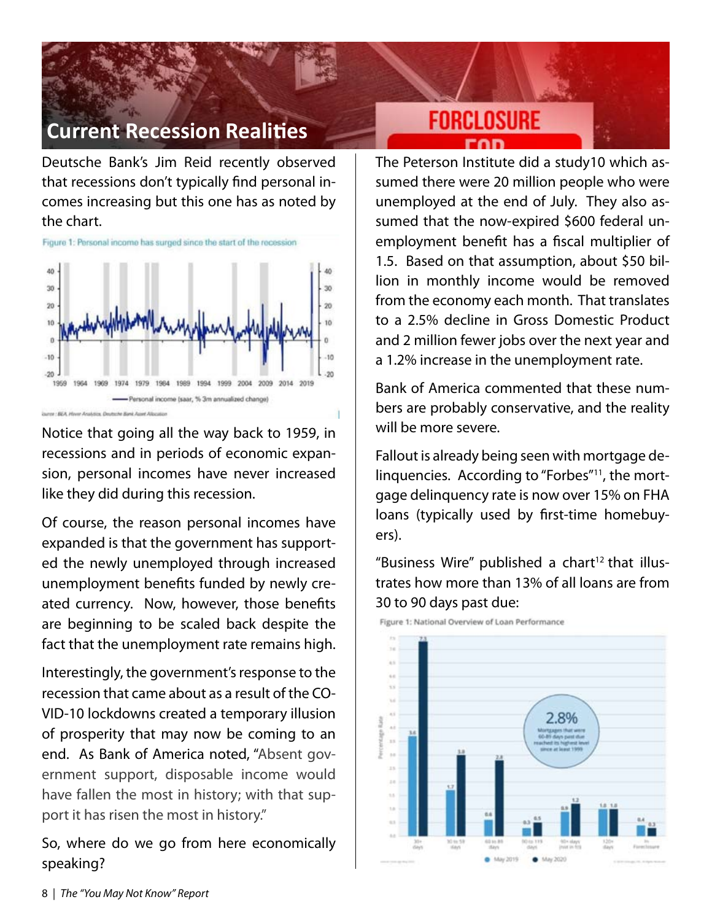## Current Recession Realities

Deutsche Bank's Jim Reid recently observed that recessions don't typically find personal incomes increasing but this one has as noted by the chart.

Figure 1: Personal income has surged since the start of the recession

Notice that going all the way back to 1959, in recessions and in periods of economic expansion, personal incomes have never increased like they did during this recession.

Of course, the reason personal incomes have expanded is that the government has supported the newly unemployed through increased unemployment benefits funded by newly created currency. Now, however, those benefits are beginning to be scaled back despite the fact that the unemployment rate remains high.

Interestingly, the government's response to the recession that came about as a result of the COVID-10 lockdowns created a temporary illusion of prosperity that may now be coming to an end. As Bank of America noted, "Absent government support, disposable income would have fallen the most in history; with that support it has risen the most in history."

So, where do we go from here economically speaking?

The Peterson Institute did a study10 which assumed there were 20 million people who were unemployed at the end of July. They also assumed that the now-expired $600 federal unemployment benefit has a fiscal multiplier of 1.5. Based on that assumption, about $50 billion in monthly income would be removed from the economy each month. That translates to a 2.5% decline in Gross Domestic Product and 2 million fewer jobs over the next year and a 1.2% increase in the unemployment rate.

Bank of America commented that these numbers are probably conservative, and the reality will be more severe.

Fallout is already being seen with mortgage delinquencies. According to "Forbes"[11], the mortgage delinquency rate is now over 15% on FHA loans (typically used by first-time homebuyers).

"Business Wire" published a chart[12] that illustrates how more than 13% of all loans are from 30 to 90 days past due:

Figure 1: National Overview of Loan Performance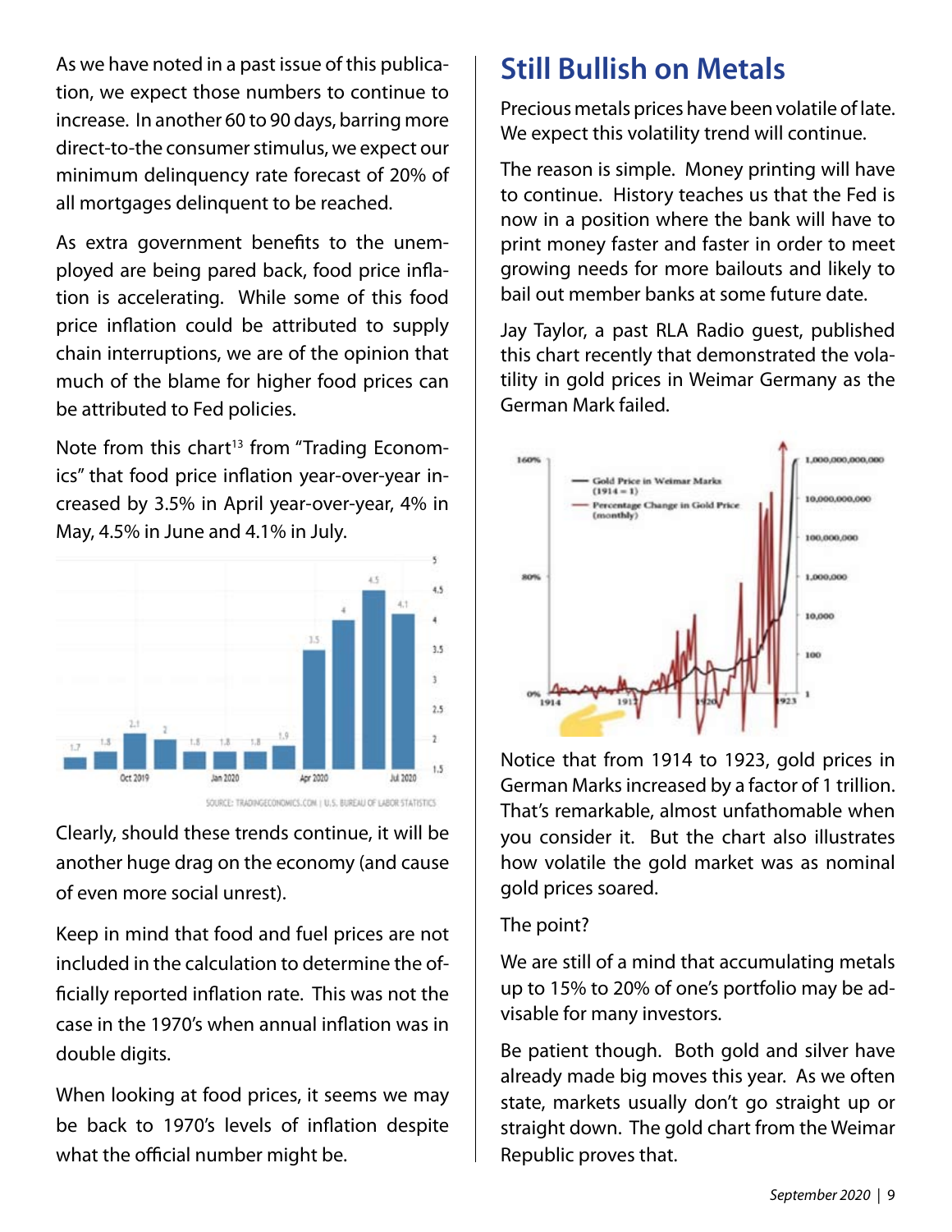As we have noted in a past issue of this publication, we expect those numbers to continue to increase. In another 60 to 90 days, barring more direct-to-the consumer stimulus, we expect our minimum delinquency rate forecast of 20% of all mortgages delinquent to be reached.

As extra government benefits to the unemployed are being pared back, food price inflation is accelerating. While some of this food price inflation could be attributed to supply chain interruptions, we are of the opinion that much of the blame for higher food prices can be attributed to Fed policies.

Note from this chart[13] from "Trading Economics" that food price inflation year-over-year increased by 3.5% in April year-over-year, 4% in May, 4.5% in June and 4.1% in July.

Clearly, should these trends continue, it will be another huge drag on the economy (and cause of even more social unrest).

Keep in mind that food and fuel prices are not included in the calculation to determine the officially reported inflation rate. This was not the case in the 1970's when annual inflation was in double digits.

When looking at food prices, it seems we may be back to 1970's levels of inflation despite what the official number might be.

## Still Bullish on Metals

Precious metals prices have been volatile of late. We expect this volatility trend will continue.

The reason is simple. Money printing will have to continue. History teaches us that the Fed is now in a position where the bank will have to print money faster and faster in order to meet growing needs for more bailouts and likely to bail out member banks at some future date.

Jay Taylor, a past RLA Radio guest, published this chart recently that demonstrated the volatility in gold prices in Weimar Germany as the German Mark failed.

Notice that from 1914 to 1923, gold prices in German Marks increased by a factor of 1 trillion. That's remarkable, almost unfathomable when you consider it. But the chart also illustrates how volatile the gold market was as nominal gold prices soared.

The point?

We are still of a mind that accumulating metals up to 15% to 20% of one's portfolio may be advisable for many investors.

Be patient though. Both gold and silver have already made big moves this year. As we often state, markets usually don't go straight up or straight down. The gold chart from the Weimar Republic proves that.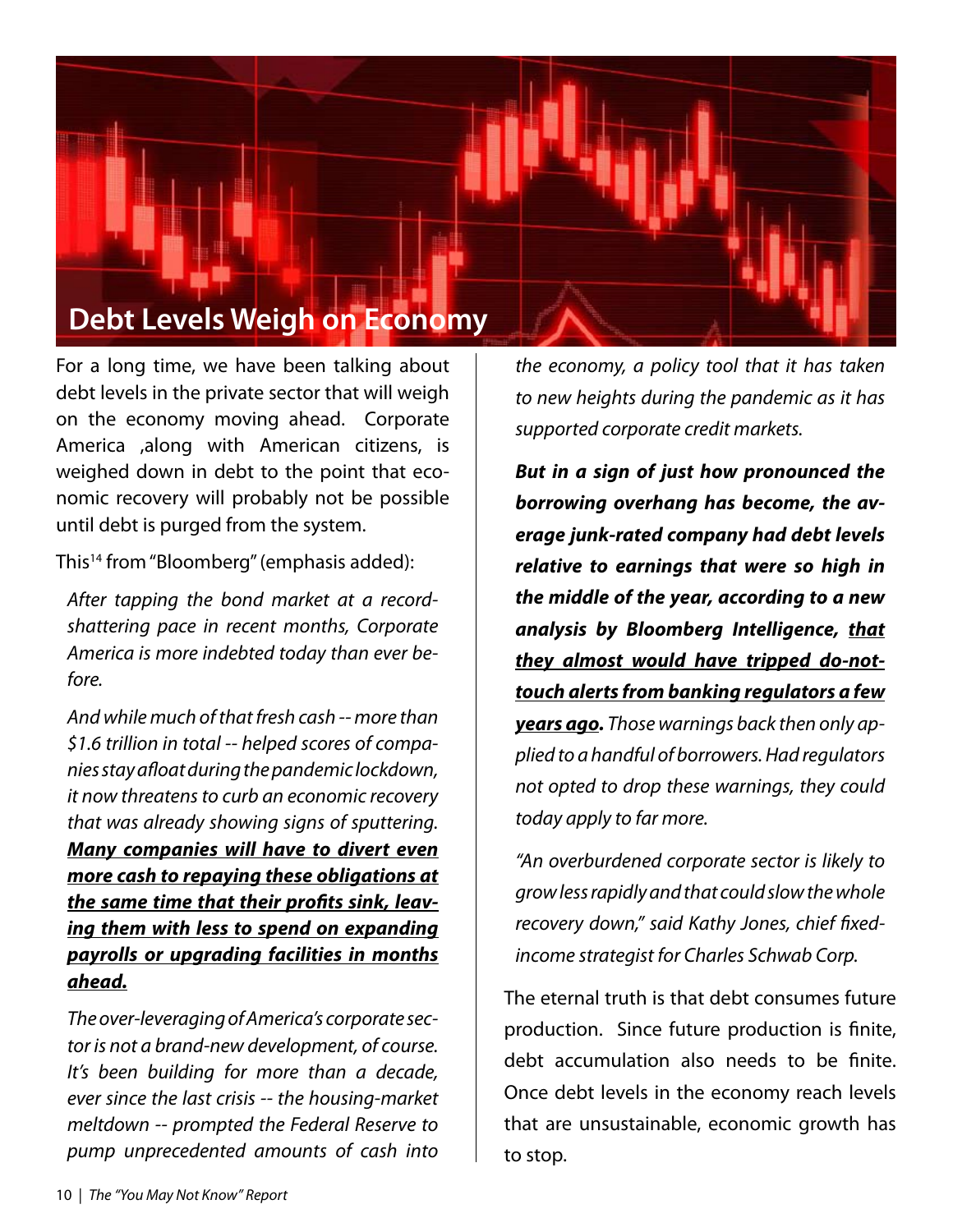# Debt Levels Weigh on Economy

For a long time, we have been talking about debt levels in the private sector that will weigh on the economy moving ahead. Corporate America ,along with American citizens, is weighed down in debt to the point that economic recovery will probably not be possible until debt is purged from the system.

This[14] from "Bloomberg" (emphasis added):

> *After tapping the bond market at a record-shattering pace in recent months, Corporate America is more indebted today than ever before.*
>
> *And while much of that fresh cash -- more than $1.6 trillion in total -- helped scores of companies stay afloat during the pandemic lockdown, it now threatens to curb an economic recovery that was already showing signs of sputtering.* ***<u>Many companies will have to divert even more cash to repaying these obligations at the same time that their profits sink, leaving them with less to spend on expanding payrolls or upgrading facilities in months ahead.</u>***
>
> *The over-leveraging of America's corporate sector is not a brand-new development, of course. It's been building for more than a decade, ever since the last crisis -- the housing-market meltdown -- prompted the Federal Reserve to pump unprecedented amounts of cash into the economy, a policy tool that it has taken to new heights during the pandemic as it has supported corporate credit markets.*
>
> ***But in a sign of just how pronounced the borrowing overhang has become, the average junk-rated company had debt levels relative to earnings that were so high in the middle of the year, according to a new analysis by Bloomberg Intelligence, <u>that they almost would have tripped do-not-touch alerts from banking regulators a few years ago</u>.*** *Those warnings back then only applied to a handful of borrowers. Had regulators not opted to drop these warnings, they could today apply to far more.*
>
> *"An overburdened corporate sector is likely to grow less rapidly and that could slow the whole recovery down," said Kathy Jones, chief fixed-income strategist for Charles Schwab Corp.*

The eternal truth is that debt consumes future production. Since future production is finite, debt accumulation also needs to be finite. Once debt levels in the economy reach levels that are unsustainable, economic growth has to stop.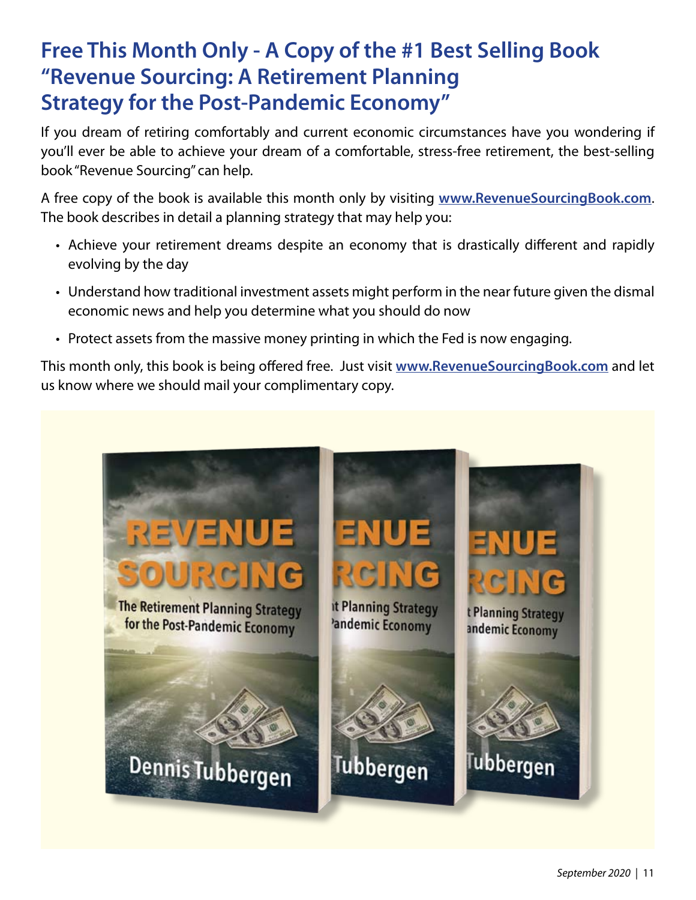# Free This Month Only - A Copy of the #1 Best Selling Book "Revenue Sourcing: A Retirement Planning Strategy for the Post-Pandemic Economy"

If you dream of retiring comfortably and current economic circumstances have you wondering if you'll ever be able to achieve your dream of a comfortable, stress-free retirement, the best-selling book "Revenue Sourcing" can help.

A free copy of the book is available this month only by visiting **www.RevenueSourcingBook.com**. The book describes in detail a planning strategy that may help you:

- Achieve your retirement dreams despite an economy that is drastically different and rapidly evolving by the day
- Understand how traditional investment assets might perform in the near future given the dismal economic news and help you determine what you should do now
- Protect assets from the massive money printing in which the Fed is now engaging.

This month only, this book is being offered free. Just visit **www.RevenueSourcingBook.com** and let us know where we should mail your complimentary copy.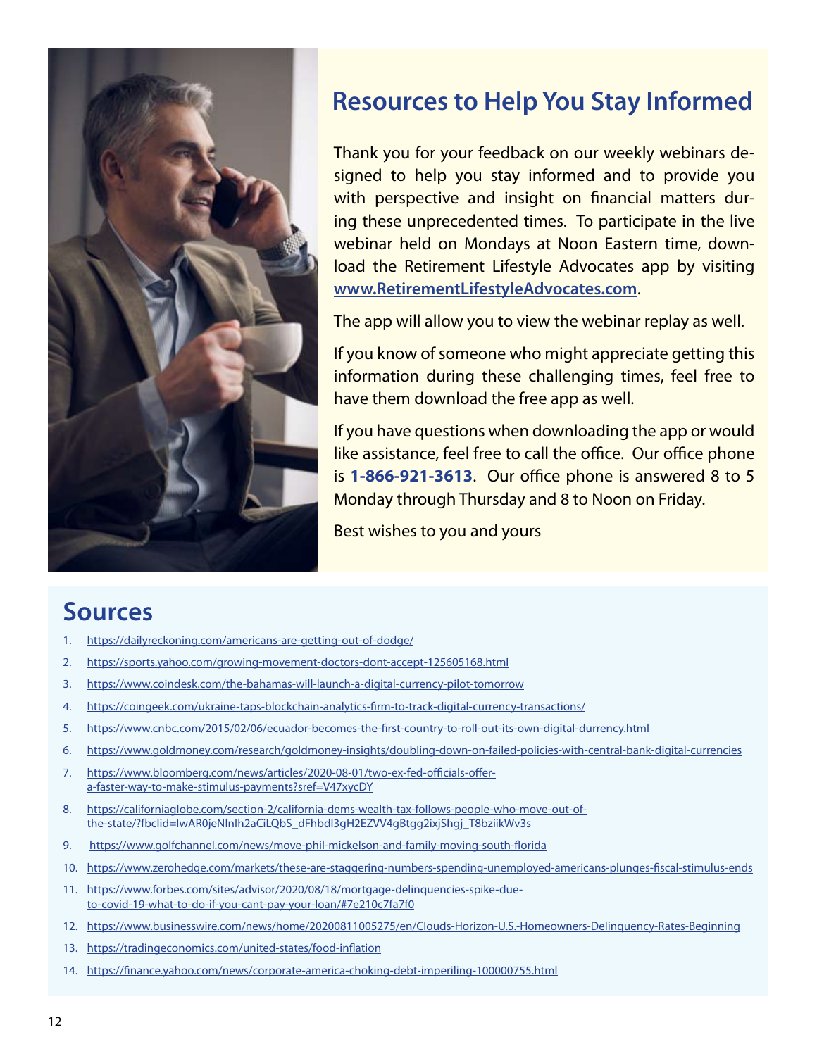## Resources to Help You Stay Informed

Thank you for your feedback on our weekly webinars designed to help you stay informed and to provide you with perspective and insight on financial matters during these unprecedented times. To participate in the live webinar held on Mondays at Noon Eastern time, download the Retirement Lifestyle Advocates app by visiting **www.RetirementLifestyleAdvocates.com**.

The app will allow you to view the webinar replay as well.

If you know of someone who might appreciate getting this information during these challenging times, feel free to have them download the free app as well.

If you have questions when downloading the app or would like assistance, feel free to call the office. Our office phone is **1-866-921-3613**. Our office phone is answered 8 to 5 Monday through Thursday and 8 to Noon on Friday.

Best wishes to you and yours

## Sources

1. https://dailyreckoning.com/americans-are-getting-out-of-dodge/
2. https://sports.yahoo.com/growing-movement-doctors-dont-accept-125605168.html
3. https://www.coindesk.com/the-bahamas-will-launch-a-digital-currency-pilot-tomorrow
4. https://coingeek.com/ukraine-taps-blockchain-analytics-firm-to-track-digital-currency-transactions/
5. https://www.cnbc.com/2015/02/06/ecuador-becomes-the-first-country-to-roll-out-its-own-digital-durrency.html
6. https://www.goldmoney.com/research/goldmoney-insights/doubling-down-on-failed-policies-with-central-bank-digital-currencies
7. https://www.bloomberg.com/news/articles/2020-08-01/two-ex-fed-officials-offer-a-faster-way-to-make-stimulus-payments?sref=V47xycDY
8. https://californiaglobe.com/section-2/california-dems-wealth-tax-follows-people-who-move-out-of-the-state/?fbclid=IwAR0jeNlnIh2aCiLQbS_dFhbdl3gH2EZVV4gBtgg2ixjShgj_T8bziikWv3s
9. https://www.golfchannel.com/news/move-phil-mickelson-and-family-moving-south-florida
10. https://www.zerohedge.com/markets/these-are-staggering-numbers-spending-unemployed-americans-plunges-fiscal-stimulus-ends
11. https://www.forbes.com/sites/advisor/2020/08/18/mortgage-delinquencies-spike-due-to-covid-19-what-to-do-if-you-cant-pay-your-loan/#7e210c7fa7f0
12. https://www.businesswire.com/news/home/20200811005275/en/Clouds-Horizon-U.S.-Homeowners-Delinquency-Rates-Beginning
13. https://tradingeconomics.com/united-states/food-inflation
14. https://finance.yahoo.com/news/corporate-america-choking-debt-imperiling-100000755.html